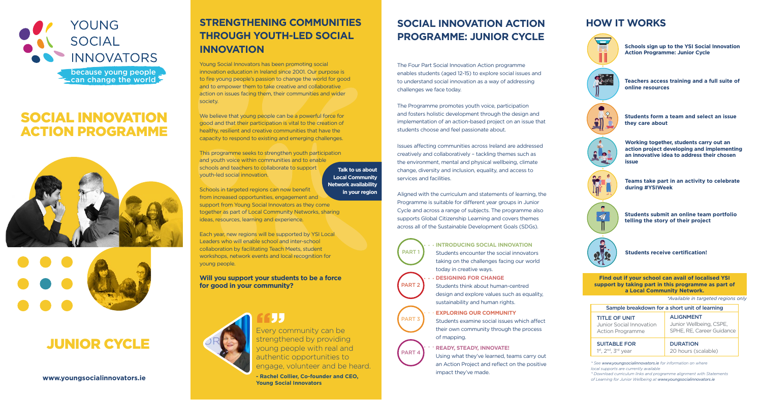YOUNG SOCIAL INNOVATORS

because young people can change the world

# SOCIAL INNOVATION ACTION PROGRAMME

# JUNIOR CYCLE

www.youngsocialinnovators.ie

## STRENGTHENING COMMUNITIES THROUGH YOUTH-LED SOCIAL INNOVATION

Young Social Innovators has been promoting social innovation education in Ireland since 2001. Our purpose is to fire young people's passion to change the world for good and to empower them to take creative and collaborative action on issues facing them, their communities and wider society.

We believe that young people can be a powerful force for good and that their participation is vital to the creation of healthy, resilient and creative communities that have the capacity to respond to existing and emerging challenges.

This programme seeks to strengthen youth participation and youth voice within communities and to enable schools and teachers to collaborate to support youth-led social innovation.

**Talk to us about Local Community Network availability in your region**

Schools in targeted regions can now benefit from increased opportunities, engagement and support from Young Social Innovators as they come together as part of Local Community Networks, sharing ideas, resources, learning and experience.

Each year, new regions will be supported by YSI Local Leaders who will enable school and inter-school collaboration by facilitating Teach Meets, student workshops, network events and local recognition for young people.

**Will you support your students to be a force for good in your community?**

"Every community can be strengthened by providing young people with real and authentic opportunities to engage, volunteer and be heard."

**- Rachel Collier, Co-founder and CEO, Young Social Innovators**

## SOCIAL INNOVATION ACTION PROGRAMME: JUNIOR CYCLE

The Four Part Social Innovation Action programme enables students (aged 12-15) to explore social issues and to understand social innovation as a way of addressing challenges we face today.

The Programme promotes youth voice, participation and fosters holistic development through the design and implementation of an action-based project on an issue that students choose and feel passionate about.

Issues affecting communities across Ireland are addressed creatively and collaboratively – tackling themes such as the environment, mental and physical wellbeing, climate change, diversity and inclusion, equality, and access to services and facilities.

Aligned with the curriculum and statements of learning, the Programme is suitable for different year groups in Junior Cycle and across a range of subjects. The programme also supports Global Citizenship Learning and covers themes across all of the Sustainable Development Goals (SDGs).

**PART 1 – INTRODUCING SOCIAL INNOVATION**
Students encounter the social innovators taking on the challenges facing our world today in creative ways.

**PART 2 – DESIGNING FOR CHANGE**
Students think about human-centred design and explore values such as equality, sustainability and human rights.

**PART 3 – EXPLORING OUR COMMUNITY**
Students examine social issues which affect their own community through the process of mapping.

**PART 4 – READY, STEADY, INNOVATE!**
Using what they've learned, teams carry out an Action Project and reflect on the positive impact they've made.

## HOW IT WORKS

- **Schools sign up to the YSI Social Innovation Action Programme: Junior Cycle**
- **Teachers access training and a full suite of online resources**
- **Students form a team and select an issue they care about**
- **Working together, students carry out an action project developing and implementing an innovative idea to address their chosen issue**
- **Teams take part in an activity to celebrate during #YSIWeek**
- **Students submit an online team portfolio telling the story of their project**
- **Students receive certification!**

**Find out if your school can avail of localised YSI support by taking part in this programme as part of a Local Community Network.**

*\*Available in targeted regions only*

| Sample breakdown for a short unit of learning | |
|---|---|
| TITLE OF UNIT<br>Junior Social Innovation Action Programme | ALIGNMENT<br>Junior Wellbeing, CSPE, SPHE, RE, Career Guidance |
| SUITABLE FOR<br>1st, 2nd, 3rd year | DURATION<br>20 hours (scalable) |

*\* See www.youngsocialinnovators.ie for information on where local supports are currently available*
*\* Download curriculum links and programme alignment with Statements of Learning for Junior Wellbeing at www.youngsocialinnovators.ie*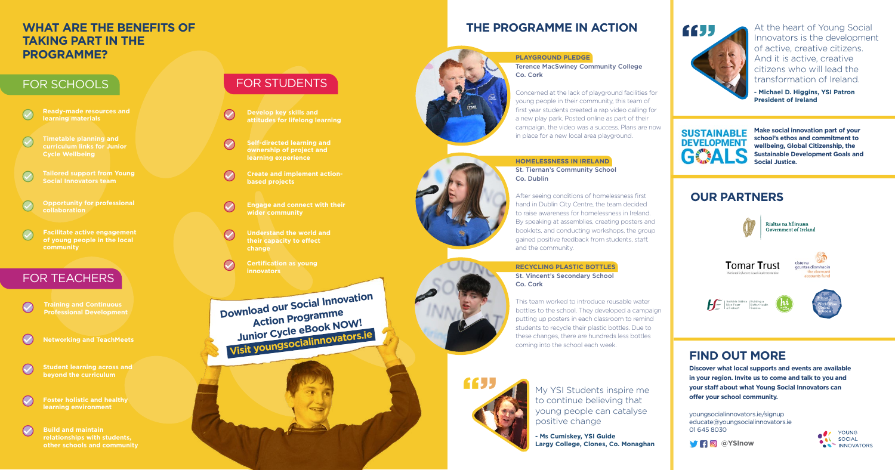# WHAT ARE THE BENEFITS OF TAKING PART IN THE PROGRAMME?

## FOR SCHOOLS

- **Ready-made resources and learning materials**
- **Timetable planning and curriculum links for Junior Cycle Wellbeing**
- **Tailored support from Young Social Innovators team**
- **Opportunity for professional collaboration**
- **Facilitate active engagement of young people in the local community**

## FOR TEACHERS

- **Training and Continuous Professional Development**
- **Networking and TeachMeets**
- **Student learning across and beyond the curriculum**
- **Foster holistic and healthy learning environment**
- **Build and maintain relationships with students, other schools and community**

## FOR STUDENTS

- **Develop key skills and attitudes for lifelong learning**
- **Self-directed learning and ownership of project and learning experience**
- **Create and implement action-based projects**
- **Engage and connect with their wider community**
- **Understand the world and their capacity to effect change**
- **Certification as young innovators**

**Download our Social Innovation Action Programme Junior Cycle eBook NOW!**
**Visit youngsocialinnovators.ie**

# THE PROGRAMME IN ACTION

### PLAYGROUND PLEDGE

Terence MacSwiney Community College
Co. Cork

Concerned at the lack of playground facilities for young people in their community, this team of first year students created a rap video calling for a new play park. Posted online as part of their campaign, the video was a success. Plans are now in place for a new local area playground.

### HOMELESSNESS IN IRELAND

St. Tiernan's Community School
Co. Dublin

After seeing conditions of homelessness first hand in Dublin City Centre, the team decided to raise awareness for homelessness in Ireland. By speaking at assemblies, creating posters and booklets, and conducting workshops, the group gained positive feedback from students, staff, and the community.

### RECYCLING PLASTIC BOTTLES

St. Vincent's Secondary School
Co. Cork

This team worked to introduce reusable water bottles to the school. They developed a campaign putting up posters in each classroom to remind students to recycle their plastic bottles. Due to these changes, there are hundreds less bottles coming into the school each week.

> My YSI Students inspire me to continue believing that young people can catalyse positive change
>
> **- Ms Cumiskey, YSI Guide**
> **Largy College, Clones, Co. Monaghan**

> At the heart of Young Social Innovators is the development of active, creative citizens. And it is active, creative citizens who will lead the transformation of Ireland.
>
> **- Michael D. Higgins, YSI Patron**
> **President of Ireland**

SUSTAINABLE DEVELOPMENT GOALS

**Make social innovation part of your school's ethos and commitment to wellbeing, Global Citizenship, the Sustainable Development Goals and Social Justice.**

# OUR PARTNERS

Rialtas na hÉireann
Government of Ireland

Tomar Trust

ciste na gcuntas díomhaoin
the dormant accounts fund

# FIND OUT MORE

**Discover what local supports and events are available in your region. Invite us to come and talk to you and your staff about what Young Social Innovators can offer your school community.**

youngsocialinnovators.ie/signup
educate@youngsocialinnovators.ie
01 645 8030

@YSInow

YOUNG SOCIAL INNOVATORS